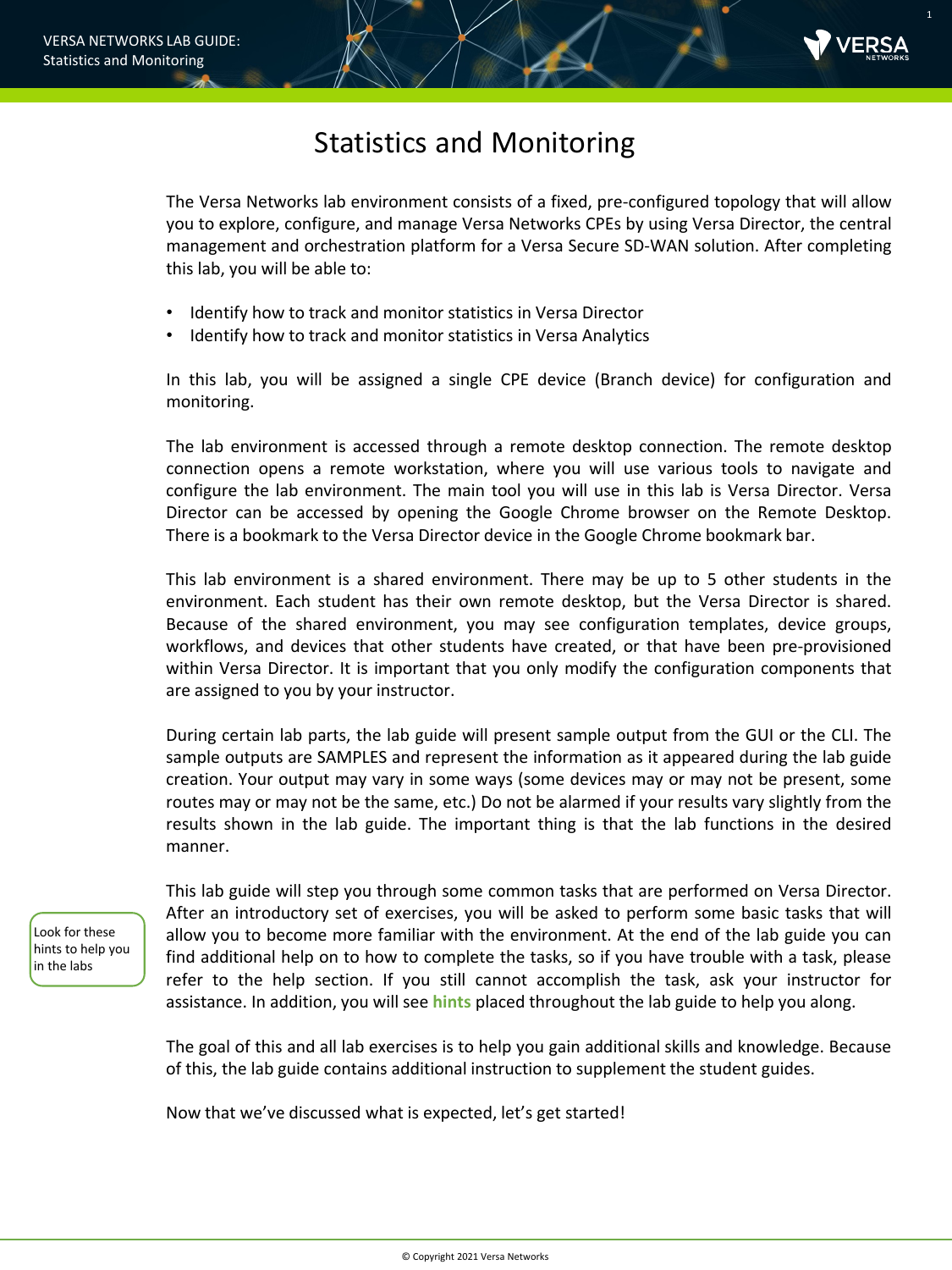# Statistics and Monitoring

The Versa Networks lab environment consists of a fixed, pre-configured topology that will allow you to explore, configure, and manage Versa Networks CPEs by using Versa Director, the central management and orchestration platform for a Versa Secure SD-WAN solution. After completing this lab, you will be able to:

- Identify how to track and monitor statistics in Versa Director
- Identify how to track and monitor statistics in Versa Analytics

In this lab, you will be assigned a single CPE device (Branch device) for configuration and monitoring.

The lab environment is accessed through a remote desktop connection. The remote desktop connection opens a remote workstation, where you will use various tools to navigate and configure the lab environment. The main tool you will use in this lab is Versa Director. Versa Director can be accessed by opening the Google Chrome browser on the Remote Desktop. There is a bookmark to the Versa Director device in the Google Chrome bookmark bar.

This lab environment is a shared environment. There may be up to 5 other students in the environment. Each student has their own remote desktop, but the Versa Director is shared. Because of the shared environment, you may see configuration templates, device groups, workflows, and devices that other students have created, or that have been pre-provisioned within Versa Director. It is important that you only modify the configuration components that are assigned to you by your instructor.

During certain lab parts, the lab guide will present sample output from the GUI or the CLI. The sample outputs are SAMPLES and represent the information as it appeared during the lab guide creation. Your output may vary in some ways (some devices may or may not be present, some routes may or may not be the same, etc.) Do not be alarmed if your results vary slightly from the results shown in the lab guide. The important thing is that the lab functions in the desired manner.

Look for these hints to help you in the labs

This lab guide will step you through some common tasks that are performed on Versa Director. After an introductory set of exercises, you will be asked to perform some basic tasks that will allow you to become more familiar with the environment. At the end of the lab guide you can find additional help on to how to complete the tasks, so if you have trouble with a task, please refer to the help section. If you still cannot accomplish the task, ask your instructor for assistance. In addition, you will see **hints** placed throughout the lab guide to help you along.

The goal of this and all lab exercises is to help you gain additional skills and knowledge. Because of this, the lab guide contains additional instruction to supplement the student guides.

Now that we've discussed what is expected, let's get started!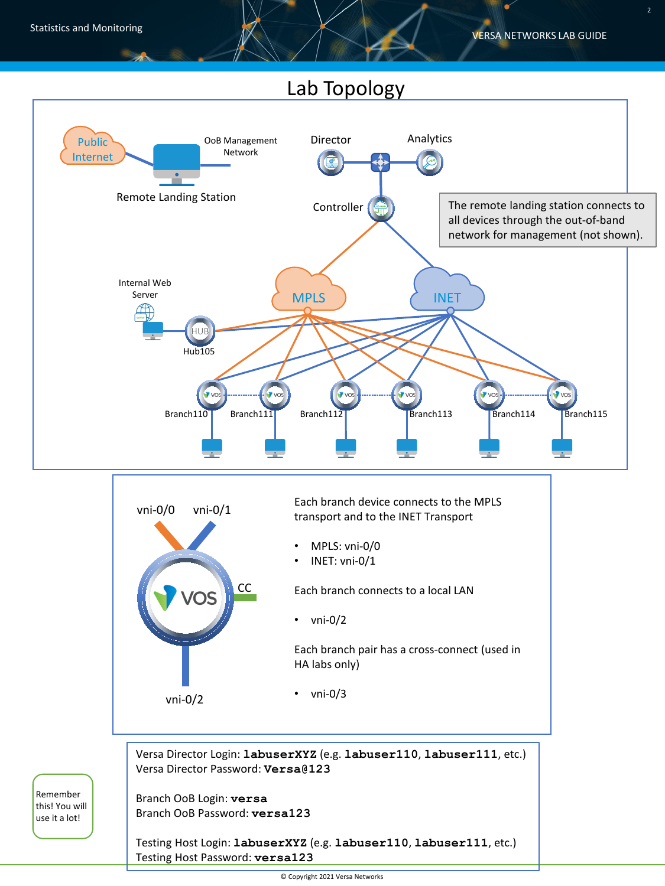# Lab Topology

The remote landing station connects to all devices through the out-of-band network for management (not shown).

Each branch device connects to the MPLS transport and to the INET Transport

- MPLS: vni-0/0
- INET: vni-0/1

Each branch connects to a local LAN

- vni-0/2

Each branch pair has a cross-connect (used in HA labs only)

- vni-0/3

Versa Director Login: **labuserXYZ** (e.g. **labuser110**, **labuser111**, etc.)
Versa Director Password: **Versa@123**

Branch OoB Login: **versa**
Branch OoB Password: **versa123**

Testing Host Login: **labuserXYZ** (e.g. **labuser110**, **labuser111**, etc.)
Testing Host Password: **versa123**

Remember this! You will use it a lot!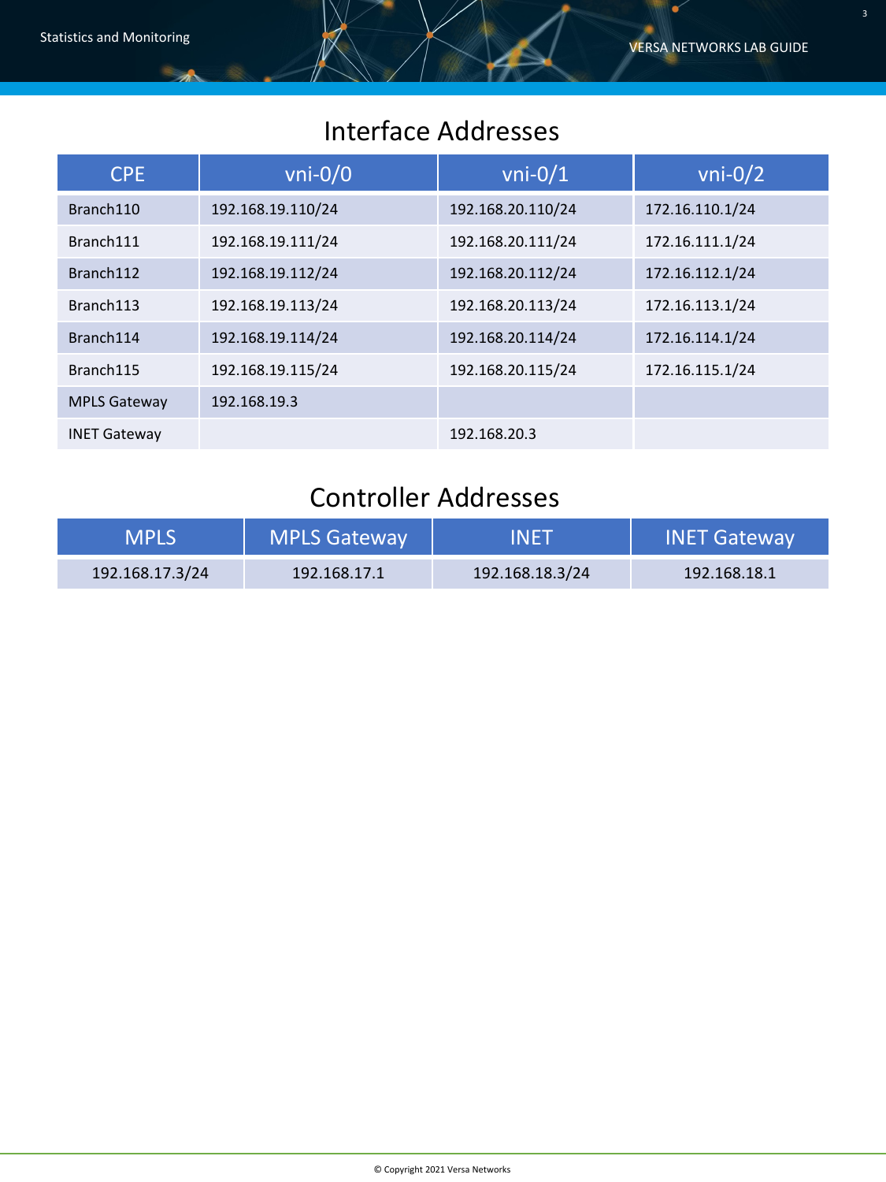## Interface Addresses

| CPE | vni-0/0 | vni-0/1 | vni-0/2 |
| --- | --- | --- | --- |
| Branch110 | 192.168.19.110/24 | 192.168.20.110/24 | 172.16.110.1/24 |
| Branch111 | 192.168.19.111/24 | 192.168.20.111/24 | 172.16.111.1/24 |
| Branch112 | 192.168.19.112/24 | 192.168.20.112/24 | 172.16.112.1/24 |
| Branch113 | 192.168.19.113/24 | 192.168.20.113/24 | 172.16.113.1/24 |
| Branch114 | 192.168.19.114/24 | 192.168.20.114/24 | 172.16.114.1/24 |
| Branch115 | 192.168.19.115/24 | 192.168.20.115/24 | 172.16.115.1/24 |
| MPLS Gateway | 192.168.19.3 | | |
| INET Gateway | | 192.168.20.3 | |

## Controller Addresses

| MPLS | MPLS Gateway | INET | INET Gateway |
| --- | --- | --- | --- |
| 192.168.17.3/24 | 192.168.17.1 | 192.168.18.3/24 | 192.168.18.1 |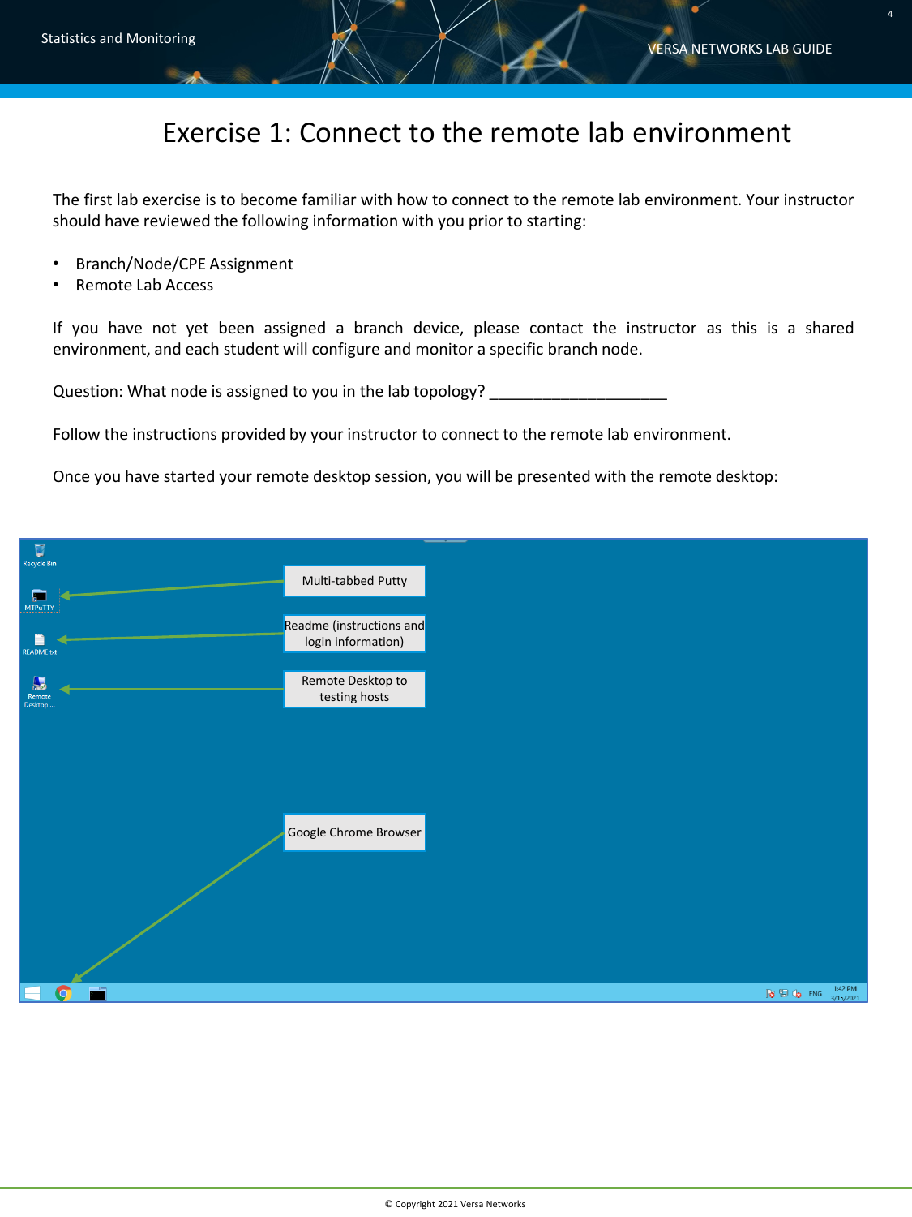# Exercise 1: Connect to the remote lab environment

The first lab exercise is to become familiar with how to connect to the remote lab environment. Your instructor should have reviewed the following information with you prior to starting:

- Branch/Node/CPE Assignment
- Remote Lab Access

If you have not yet been assigned a branch device, please contact the instructor as this is a shared environment, and each student will configure and monitor a specific branch node.

Question: What node is assigned to you in the lab topology? ____________________

Follow the instructions provided by your instructor to connect to the remote lab environment.

Once you have started your remote desktop session, you will be presented with the remote desktop:

Multi-tabbed Putty

Readme (instructions and login information)

Remote Desktop to testing hosts

Google Chrome Browser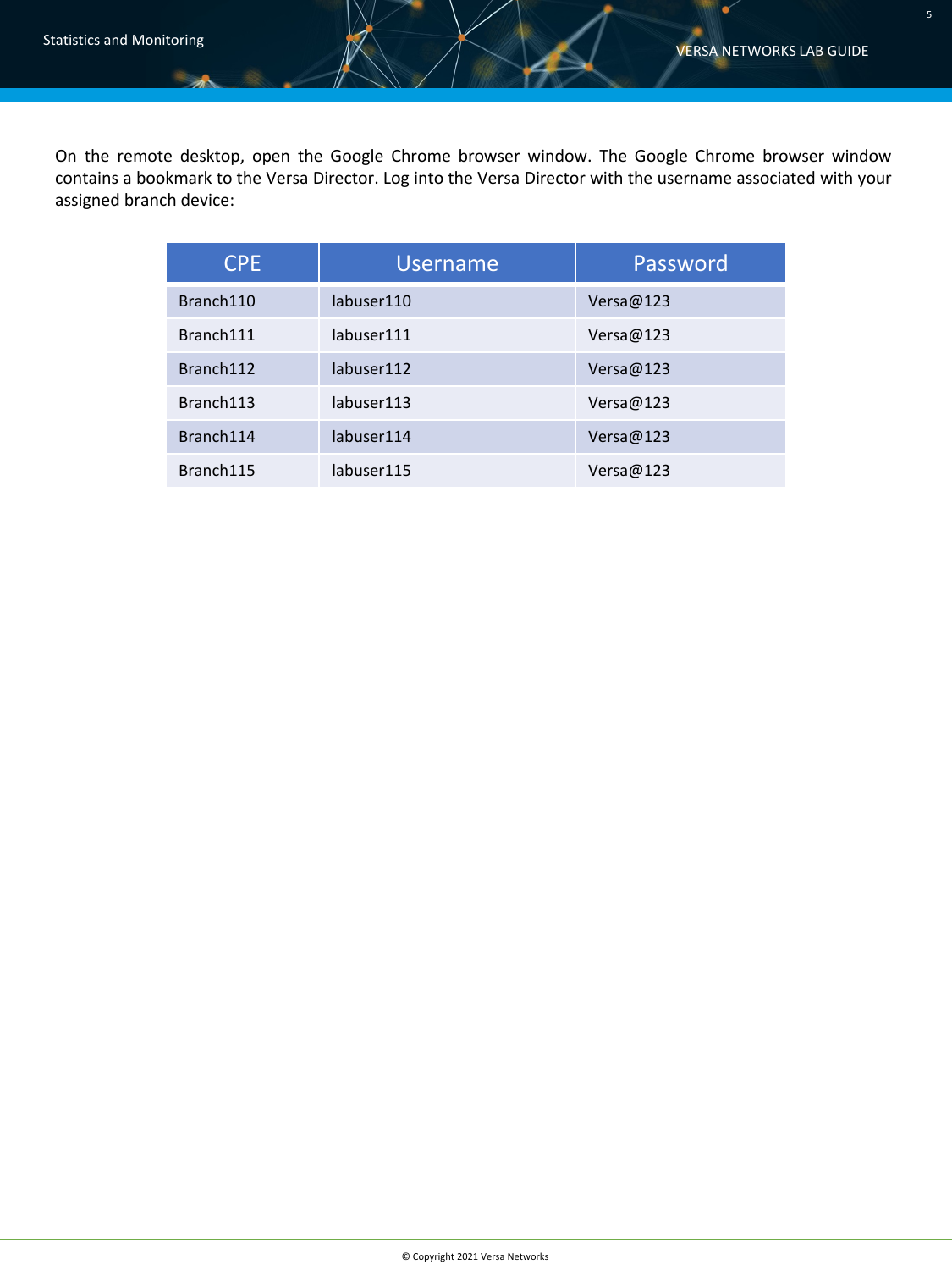On the remote desktop, open the Google Chrome browser window. The Google Chrome browser window contains a bookmark to the Versa Director. Log into the Versa Director with the username associated with your assigned branch device:

| CPE | Username | Password |
|---|---|---|
| Branch110 | labuser110 | Versa@123 |
| Branch111 | labuser111 | Versa@123 |
| Branch112 | labuser112 | Versa@123 |
| Branch113 | labuser113 | Versa@123 |
| Branch114 | labuser114 | Versa@123 |
| Branch115 | labuser115 | Versa@123 |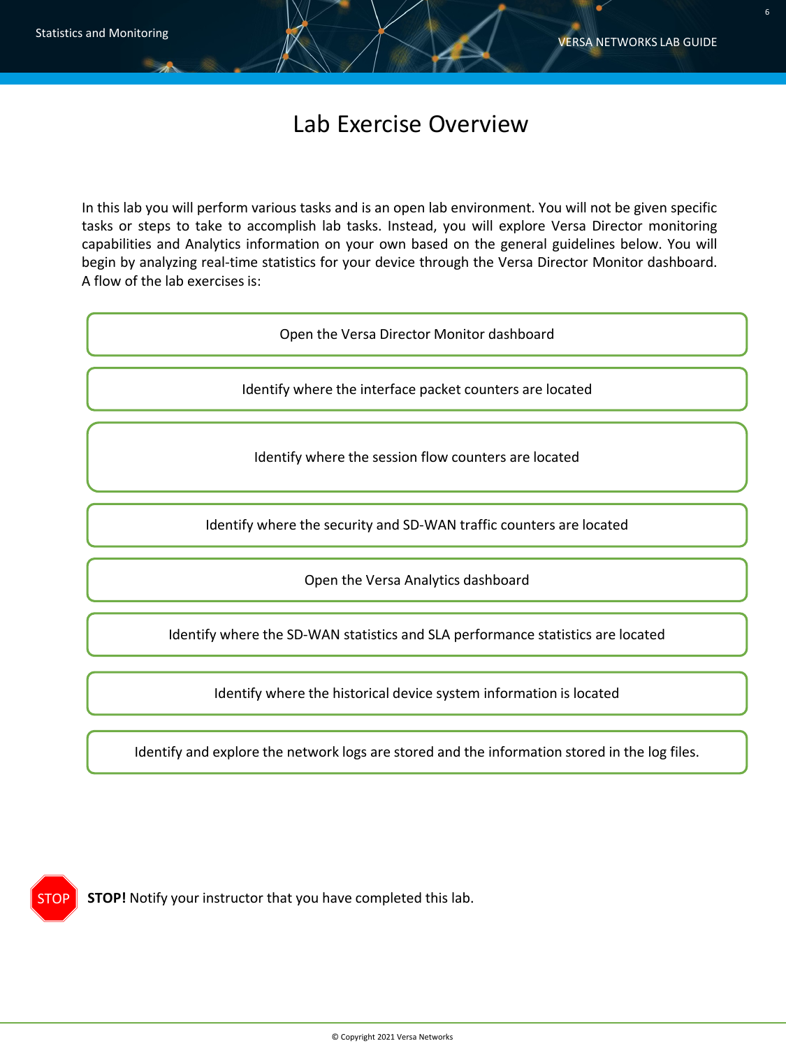# Lab Exercise Overview

In this lab you will perform various tasks and is an open lab environment. You will not be given specific tasks or steps to take to accomplish lab tasks. Instead, you will explore Versa Director monitoring capabilities and Analytics information on your own based on the general guidelines below. You will begin by analyzing real-time statistics for your device through the Versa Director Monitor dashboard. A flow of the lab exercises is:

- Open the Versa Director Monitor dashboard
- Identify where the interface packet counters are located
- Identify where the session flow counters are located
- Identify where the security and SD-WAN traffic counters are located
- Open the Versa Analytics dashboard
- Identify where the SD-WAN statistics and SLA performance statistics are located
- Identify where the historical device system information is located
- Identify and explore the network logs are stored and the information stored in the log files.

STOP **STOP!** Notify your instructor that you have completed this lab.